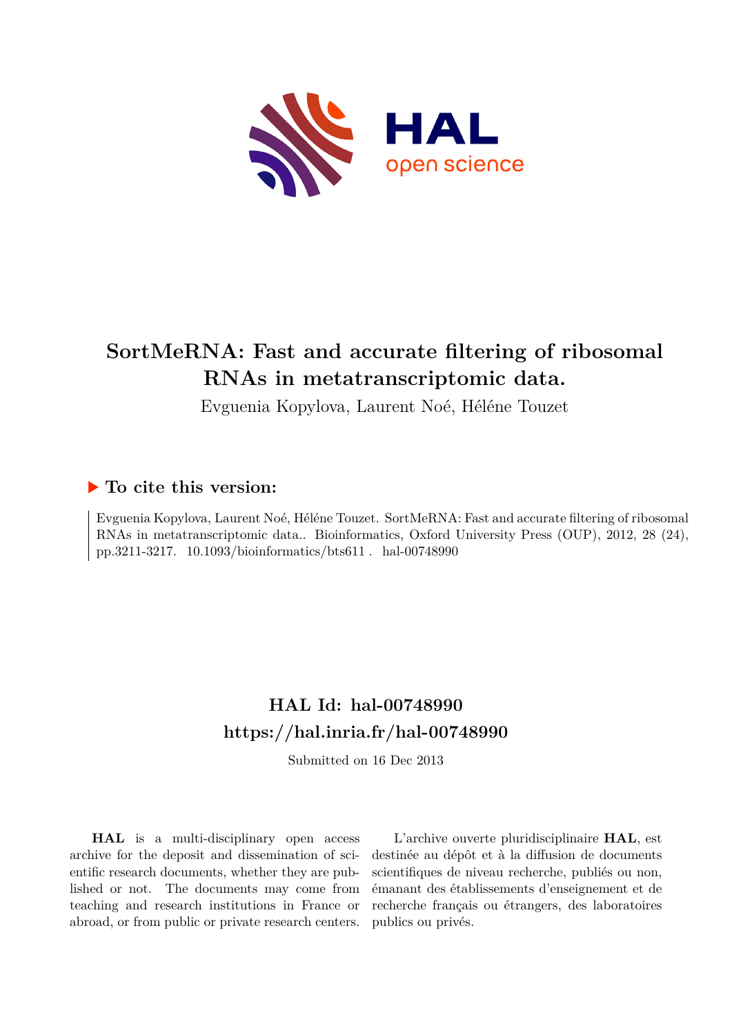# SortMeRNA: Fast and accurate filtering of ribosomal RNAs in metatranscriptomic data.

Evguenia Kopylova, Laurent Noé, Héléne Touzet

## ▶ To cite this version:

Evguenia Kopylova, Laurent Noé, Héléne Touzet. SortMeRNA: Fast and accurate filtering of ribosomal RNAs in metatranscriptomic data.. Bioinformatics, Oxford University Press (OUP), 2012, 28 (24), pp.3211-3217. 10.1093/bioinformatics/bts611 . hal-00748990

## HAL Id: hal-00748990
## https://hal.inria.fr/hal-00748990

Submitted on 16 Dec 2013

**HAL** is a multi-disciplinary open access archive for the deposit and dissemination of scientific research documents, whether they are published or not. The documents may come from teaching and research institutions in France or abroad, or from public or private research centers.

L'archive ouverte pluridisciplinaire **HAL**, est destinée au dépôt et à la diffusion de documents scientifiques de niveau recherche, publiés ou non, émanant des établissements d'enseignement et de recherche français ou étrangers, des laboratoires publics ou privés.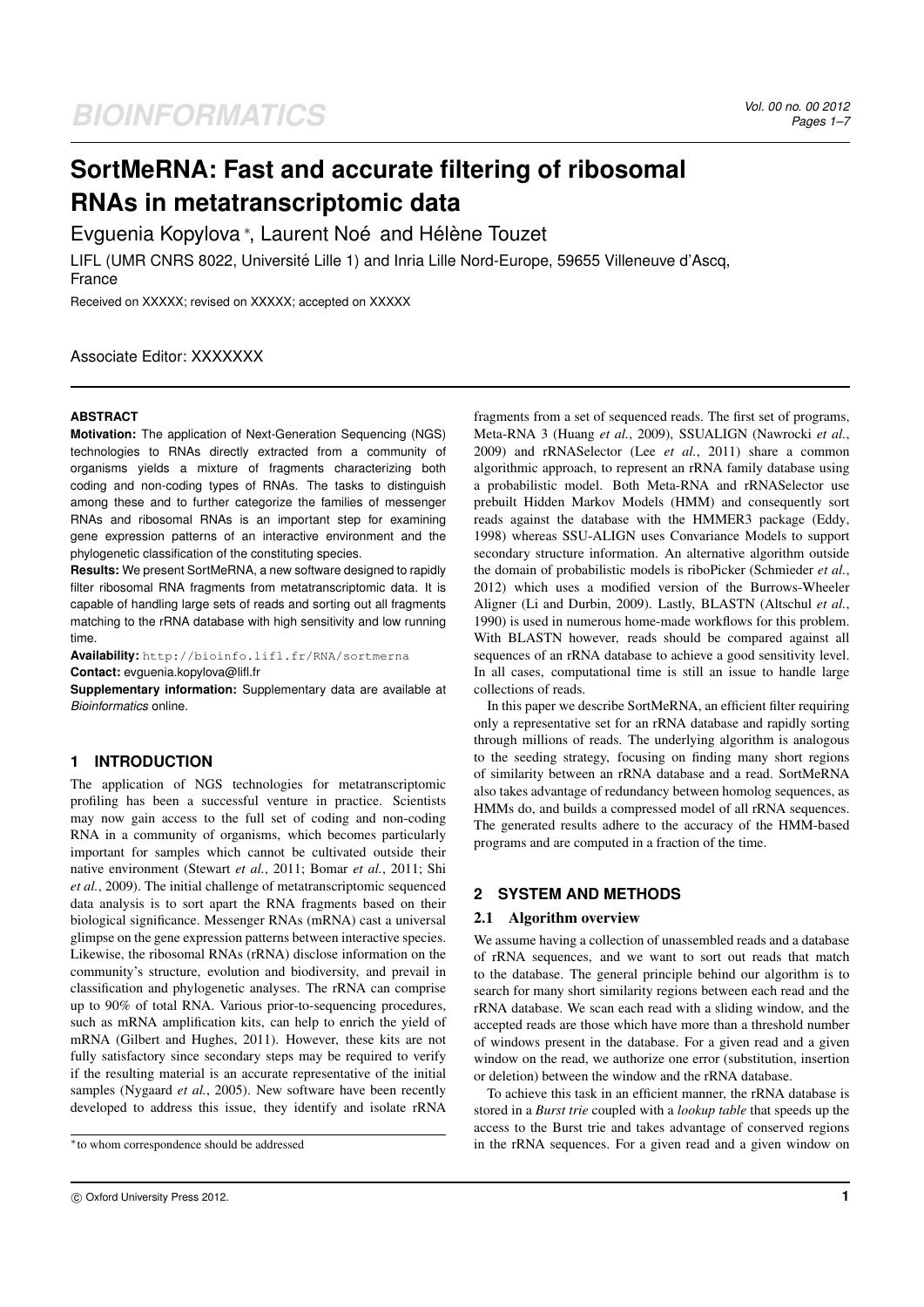# SortMeRNA: Fast and accurate filtering of ribosomal RNAs in metatranscriptomic data

Evguenia Kopylova *, Laurent Noé and Hélène Touzet

LIFL (UMR CNRS 8022, Université Lille 1) and Inria Lille Nord-Europe, 59655 Villeneuve d'Ascq, France

Received on XXXXX; revised on XXXXX; accepted on XXXXX

Associate Editor: XXXXXXX

## ABSTRACT

**Motivation:** The application of Next-Generation Sequencing (NGS) technologies to RNAs directly extracted from a community of organisms yields a mixture of fragments characterizing both coding and non-coding types of RNAs. The tasks to distinguish among these and to further categorize the families of messenger RNAs and ribosomal RNAs is an important step for examining gene expression patterns of an interactive environment and the phylogenetic classification of the constituting species.

**Results:** We present SortMeRNA, a new software designed to rapidly filter ribosomal RNA fragments from metatranscriptomic data. It is capable of handling large sets of reads and sorting out all fragments matching to the rRNA database with high sensitivity and low running time.

**Availability:** `http://bioinfo.lifl.fr/RNA/sortmerna`

**Contact:** evguenia.kopylova@lifl.fr

**Supplementary information:** Supplementary data are available at *Bioinformatics* online.

## 1 INTRODUCTION

The application of NGS technologies for metatranscriptomic profiling has been a successful venture in practice. Scientists may now gain access to the full set of coding and non-coding RNA in a community of organisms, which becomes particularly important for samples which cannot be cultivated outside their native environment (Stewart *et al.*, 2011; Bomar *et al.*, 2011; Shi *et al.*, 2009). The initial challenge of metatranscriptomic sequenced data analysis is to sort apart the RNA fragments based on their biological significance. Messenger RNAs (mRNA) cast a universal glimpse on the gene expression patterns between interactive species. Likewise, the ribosomal RNAs (rRNA) disclose information on the community's structure, evolution and biodiversity, and prevail in classification and phylogenetic analyses. The rRNA can comprise up to 90% of total RNA. Various prior-to-sequencing procedures, such as mRNA amplification kits, can help to enrich the yield of mRNA (Gilbert and Hughes, 2011). However, these kits are not fully satisfactory since secondary steps may be required to verify if the resulting material is an accurate representative of the initial samples (Nygaard *et al.*, 2005). New software have been recently developed to address this issue, they identify and isolate rRNA fragments from a set of sequenced reads. The first set of programs, Meta-RNA 3 (Huang *et al.*, 2009), SSUALIGN (Nawrocki *et al.*, 2009) and rRNASelector (Lee *et al.*, 2011) share a common algorithmic approach, to represent an rRNA family database using a probabilistic model. Both Meta-RNA and rRNASelector use prebuilt Hidden Markov Models (HMM) and consequently sort reads against the database with the HMMER3 package (Eddy, 1998) whereas SSU-ALIGN uses Convariance Models to support secondary structure information. An alternative algorithm outside the domain of probabilistic models is riboPicker (Schmieder *et al.*, 2012) which uses a modified version of the Burrows-Wheeler Aligner (Li and Durbin, 2009). Lastly, BLASTN (Altschul *et al.*, 1990) is used in numerous home-made workflows for this problem. With BLASTN however, reads should be compared against all sequences of an rRNA database to achieve a good sensitivity level. In all cases, computational time is still an issue to handle large collections of reads.

In this paper we describe SortMeRNA, an efficient filter requiring only a representative set for an rRNA database and rapidly sorting through millions of reads. The underlying algorithm is analogous to the seeding strategy, focusing on finding many short regions of similarity between an rRNA database and a read. SortMeRNA also takes advantage of redundancy between homolog sequences, as HMMs do, and builds a compressed model of all rRNA sequences. The generated results adhere to the accuracy of the HMM-based programs and are computed in a fraction of the time.

## 2 SYSTEM AND METHODS

### 2.1 Algorithm overview

We assume having a collection of unassembled reads and a database of rRNA sequences, and we want to sort out reads that match to the database. The general principle behind our algorithm is to search for many short similarity regions between each read and the rRNA database. We scan each read with a sliding window, and the accepted reads are those which have more than a threshold number of windows present in the database. For a given read and a given window on the read, we authorize one error (substitution, insertion or deletion) between the window and the rRNA database.

To achieve this task in an efficient manner, the rRNA database is stored in a *Burst trie* coupled with a *lookup table* that speeds up the access to the Burst trie and takes advantage of conserved regions in the rRNA sequences. For a given read and a given window on

*to whom correspondence should be addressed

© Oxford University Press 2012.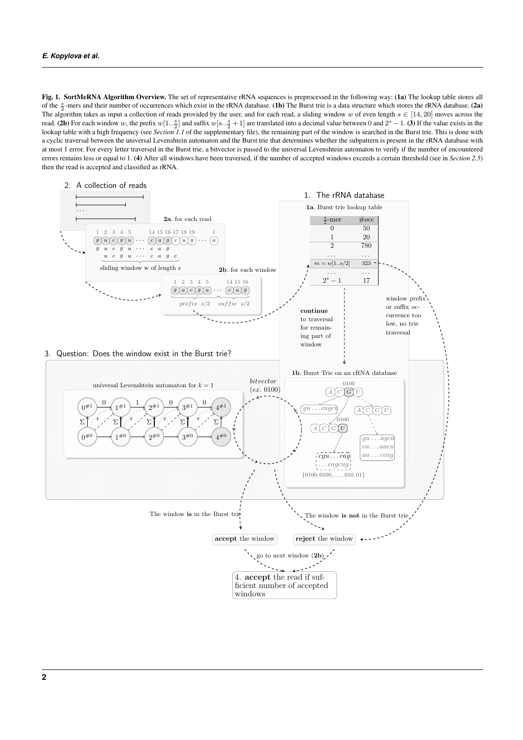**Fig. 1. SortMeRNA Algorithm Overview.** The set of representative rRNA sequences is preprocessed in the following way: **(1a)** The lookup table stores all of the $\frac{s}{2}$-mers and their number of occurrences which exist in the rRNA database. **(1b)** The Burst trie is a data structure which stores the rRNA database. **(2a)** The algorithm takes as input a collection of reads provided by the user, and for each read, a sliding window $w$ of even length $s \in [14, 20]$ moves across the read. **(2b)** For each window $w$, the prefix $w[1..\frac{s}{2}]$ and suffix $w[s..\frac{s}{2}+1]$ are translated into a decimal value between 0 and $2^s - 1$. **(3)** If the value exists in the lookup table with a high frequency (see *Section 1.1* of the supplementary file), the remaining part of the window is searched in the Burst trie. This is done with a cyclic traversal between the universal Levenshtein automaton and the Burst trie that determines whether the subpattern is present in the rRNA database with at most 1 error. For every letter traversed in the Burst trie, a bitvector is passed to the universal Levenshtein automaton to verify if the number of encountered errors remains less or equal to 1. **(4)** After all windows have been traversed, if the number of accepted windows exceeds a certain threshold (see in *Section 2.5*) then the read is accepted and classified as rRNA.

2. A collection of reads

**2a**. for each read

sliding window w of length s

**2b**. for each window

prefix $s/2$ suffix $s/2$

1. The rRNA database

**1a**. Burst trie lookup table

| $\frac{s}{2}$-mer | $\#occ$ |
|---|---|
| 0 | 50 |
| 1 | 20 |
| 2 | 780 |
| ... | ... |
| $m = w[1..s/2]$ | 323 |
| ... | ... |
| $2^s - 1$ | 17 |

**continue** to traversal for remaining part of window

window prefix or suffix occurrence too low, no trie traversal

3. Question: Does the window exist in the Burst trie?

universal Levenshtein automaton for $k = 1$

*bitvector* (*ex.* 0100)

**1b**. Burst Trie on an rRNA database

The window **is** in the Burst trie

The window **is not** in the Burst trie

**accept** the window

**reject** the window

go to next window (**2b**)

4. **accept** the read if sufficient number of accepted windows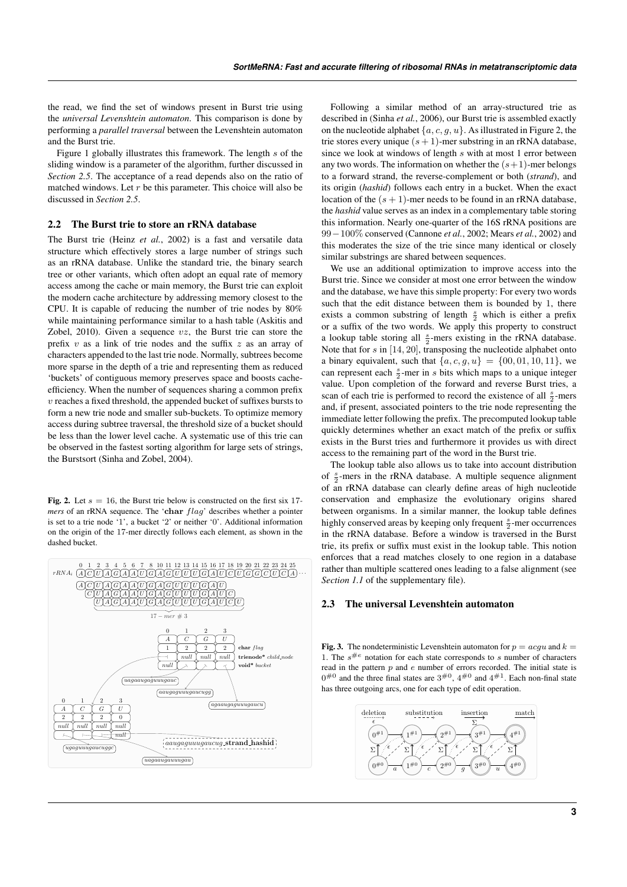the read, we find the set of windows present in Burst trie using the *universal Levenshtein automaton*. This comparison is done by performing a *parallel traversal* between the Levenshtein automaton and the Burst trie.

Figure 1 globally illustrates this framework. The length $s$ of the sliding window is a parameter of the algorithm, further discussed in *Section 2.5*. The acceptance of a read depends also on the ratio of matched windows. Let $r$ be this parameter. This choice will also be discussed in *Section 2.5*.

## 2.2 The Burst trie to store an rRNA database

The Burst trie (Heinz *et al.*, 2002) is a fast and versatile data structure which effectively stores a large number of strings such as an rRNA database. Unlike the standard trie, the binary search tree or other variants, which often adopt an equal rate of memory access among the cache or main memory, the Burst trie can exploit the modern cache architecture by addressing memory closest to the CPU. It is capable of reducing the number of trie nodes by 80% while maintaining performance similar to a hash table (Askitis and Zobel, 2010). Given a sequence $vz$, the Burst trie can store the prefix $v$ as a link of trie nodes and the suffix $z$ as an array of characters appended to the last trie node. Normally, subtrees become more sparse in the depth of a trie and representing them as reduced 'buckets' of contiguous memory preserves space and boosts cache-efficiency. When the number of sequences sharing a common prefix $v$ reaches a fixed threshold, the appended bucket of suffixes bursts to form a new trie node and smaller sub-buckets. To optimize memory access during subtree traversal, the threshold size of a bucket should be less than the lower level cache. A systematic use of this trie can be observed in the fastest sorting algorithm for large sets of strings, the Burstsort (Sinha and Zobel, 2004).

**Fig. 2.** Let $s = 16$, the Burst trie below is constructed on the first six 17-*mers* of an rRNA sequence. The '**char** $flag$' describes whether a pointer is set to a trie node '1', a bucket '2' or neither '0'. Additional information on the origin of the 17-mer directly follows each element, as shown in the dashed bucket.

Following a similar method of an array-structured trie as described in (Sinha *et al.*, 2006), our Burst trie is assembled exactly on the nucleotide alphabet $\{a, c, g, u\}$. As illustrated in Figure 2, the trie stores every unique $(s+1)$-mer substring in an rRNA database, since we look at windows of length $s$ with at most 1 error between any two words. The information on whether the $(s+1)$-mer belongs to a forward strand, the reverse-complement or both (*strand*), and its origin (*hashid*) follows each entry in a bucket. When the exact location of the $(s+1)$-mer needs to be found in an rRNA database, the *hashid* value serves as an index in a complementary table storing this information. Nearly one-quarter of the 16S rRNA positions are $99-100\%$ conserved (Cannone *et al.*, 2002; Mears *et al.*, 2002) and this moderates the size of the trie since many identical or closely similar substrings are shared between sequences.

We use an additional optimization to improve access into the Burst trie. Since we consider at most one error between the window and the database, we have this simple property: For every two words such that the edit distance between them is bounded by 1, there exists a common substring of length $\frac{s}{2}$ which is either a prefix or a suffix of the two words. We apply this property to construct a lookup table storing all $\frac{s}{2}$-mers existing in the rRNA database. Note that for $s$ in [14, 20], transposing the nucleotide alphabet onto a binary equivalent, such that $\{a, c, g, u\} = \{00, 01, 10, 11\}$, we can represent each $\frac{s}{2}$-mer in $s$ bits which maps to a unique integer value. Upon completion of the forward and reverse Burst tries, a scan of each trie is performed to record the existence of all $\frac{s}{2}$-mers and, if present, associated pointers to the trie node representing the immediate letter following the prefix. The precomputed lookup table quickly determines whether an exact match of the prefix or suffix exists in the Burst tries and furthermore it provides us with direct access to the remaining part of the word in the Burst trie.

The lookup table also allows us to take into account distribution of $\frac{s}{2}$-mers in the rRNA database. A multiple sequence alignment of an rRNA database can clearly define areas of high nucleotide conservation and emphasize the evolutionary origins shared between organisms. In a similar manner, the lookup table defines highly conserved areas by keeping only frequent $\frac{s}{2}$-mer occurrences in the rRNA database. Before a window is traversed in the Burst trie, its prefix or suffix must exist in the lookup table. This notion enforces that a read matches closely to one region in a database rather than multiple scattered ones leading to a false alignment (see *Section 1.1* of the supplementary file).

## 2.3 The universal Levenshtein automaton

**Fig. 3.** The nondeterministic Levenshtein automaton for $p = acgu$ and $k = 1$. The $s^{\#e}$ notation for each state corresponds to $s$ number of characters read in the pattern $p$ and $e$ number of errors recorded. The initial state is $0^{\#0}$ and the three final states are $3^{\#0}$, $4^{\#0}$ and $4^{\#1}$. Each non-final state has three outgoing arcs, one for each type of edit operation.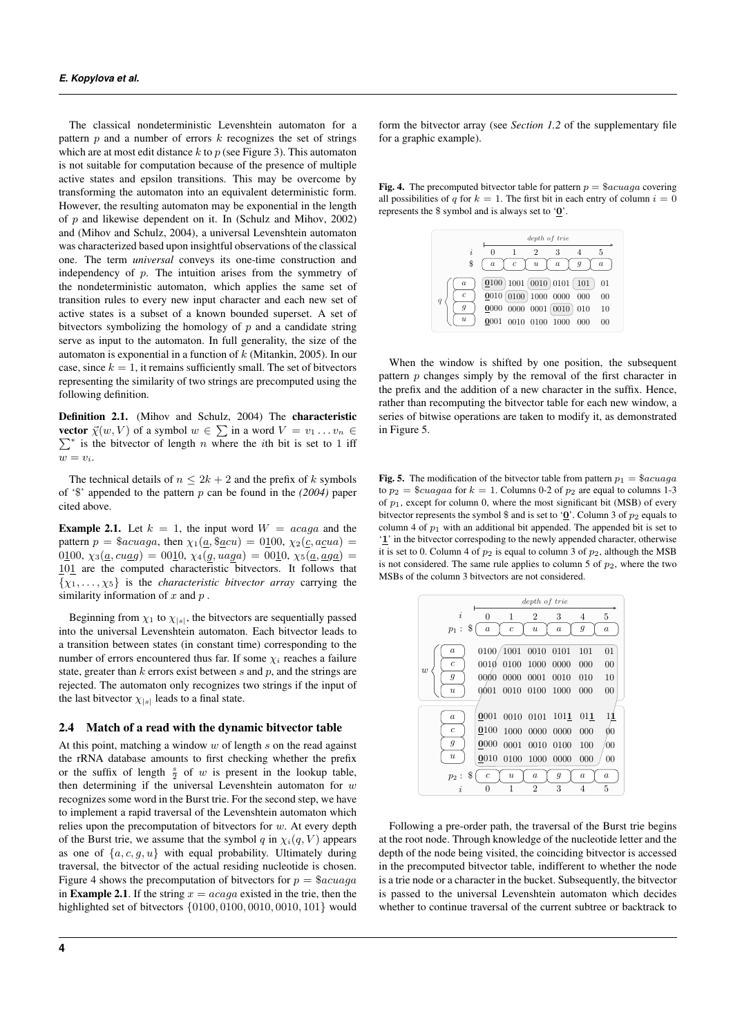The classical nondeterministic Levenshtein automaton for a pattern $p$ and a number of errors $k$ recognizes the set of strings which are at most edit distance $k$ to $p$ (see Figure 3). This automaton is not suitable for computation because of the presence of multiple active states and epsilon transitions. This may be overcome by transforming the automaton into an equivalent deterministic form. However, the resulting automaton may be exponential in the length of $p$ and likewise dependent on it. In (Schulz and Mihov, 2002) and (Mihov and Schulz, 2004), a universal Levenshtein automaton was characterized based upon insightful observations of the classical one. The term *universal* conveys its one-time construction and independency of $p$. The intuition arises from the symmetry of the nondeterministic automaton, which applies the same set of transition rules to every new input character and each new set of active states is a subset of a known bounded superset. A set of bitvectors symbolizing the homology of $p$ and a candidate string serve as input to the automaton. In full generality, the size of the automaton is exponential in a function of $k$ (Mitankin, 2005). In our case, since $k = 1$, it remains sufficiently small. The set of bitvectors representing the similarity of two strings are precomputed using the following definition.

**Definition 2.1.** (Mihov and Schulz, 2004) The **characteristic vector** $\vec{\chi}(w, V)$ of a symbol $w \in \sum$ in a word $V = v_1 \dots v_n \in \sum^*$ is the bitvector of length $n$ where the $i$th bit is set to 1 iff $w = v_i$.

The technical details of $n \leq 2k + 2$ and the prefix of $k$ symbols of '\$' appended to the pattern $p$ can be found in the *(2004)* paper cited above.

**Example 2.1.** Let $k = 1$, the input word $W = acaga$ and the pattern $p = \$acuaga$, then $\chi_1(\underline{a}, \$\underline{a}cu) = 0\underline{1}00$, $\chi_2(\underline{c}, a\underline{c}ua) = 0\underline{1}00$, $\chi_3(\underline{a}, cu\underline{a}g) = 00\underline{1}0$, $\chi_4(\underline{g}, ua\underline{g}a) = 00\underline{1}0$, $\chi_5(\underline{a}, \underline{a}ga) = \underline{1}01$ are the computed characteristic bitvectors. It follows that $\{\chi_1, \dots, \chi_5\}$ is the *characteristic bitvector array* carrying the similarity information of $x$ and $p$.

Beginning from $\chi_1$ to $\chi_{|s|}$, the bitvectors are sequentially passed into the universal Levenshtein automaton. Each bitvector leads to a transition between states (in constant time) corresponding to the number of errors encountered thus far. If some $\chi_i$ reaches a failure state, greater than $k$ errors exist between $s$ and $p$, and the strings are rejected. The automaton only recognizes two strings if the input of the last bitvector $\chi_{|s|}$ leads to a final state.

### 2.4 Match of a read with the dynamic bitvector table

At this point, matching a window $w$ of length $s$ on the read against the rRNA database amounts to first checking whether the prefix or the suffix of length $\frac{s}{2}$ of $w$ is present in the lookup table, then determining if the universal Levenshtein automaton for $w$ recognizes some word in the Burst trie. For the second step, we have to implement a rapid traversal of the Levenshtein automaton which relies upon the precomputation of bitvectors for $w$. At every depth of the Burst trie, we assume that the symbol $q$ in $\chi_i(q, V)$ appears as one of $\{a, c, g, u\}$ with equal probability. Ultimately during traversal, the bitvector of the actual residing nucleotide is chosen. Figure 4 shows the precomputation of bitvectors for $p = \$acuaga$ in **Example 2.1**. If the string $x = acaga$ existed in the trie, then the highlighted set of bitvectors $\{0100, 0100, 0010, 0010, 101\}$ would form the bitvector array (see *Section 1.2* of the supplementary file for a graphic example).

**Fig. 4.** The precomputed bitvector table for pattern $p = \$acuaga$ covering all possibilities of $q$ for $k = 1$. The first bit in each entry of column $i = 0$ represents the \$ symbol and is always set to '**0**'.

| $q$ \ $i$ | 0 | 1 | 2 | 3 | 4 | 5 |
|---|---|---|---|---|---|---|
| \$ | $a$ | $c$ | $u$ | $a$ | $g$ | $a$ |
| $a$ | **0**100 | 1001 | 0010 | 0101 | 101 | 01 |
| $c$ | **0**010 | 0100 | 1000 | 0000 | 000 | 00 |
| $g$ | **0**000 | 0000 | 0001 | 0010 | 010 | 10 |
| $u$ | **0**001 | 0010 | 0100 | 1000 | 000 | 00 |

When the window is shifted by one position, the subsequent pattern $p$ changes simply by the removal of the first character in the prefix and the addition of a new character in the suffix. Hence, rather than recomputing the bitvector table for each new window, a series of bitwise operations are taken to modify it, as demonstrated in Figure 5.

**Fig. 5.** The modification of the bitvector table from pattern $p_1 = \$acuaga$ to $p_2 = \$cuagaa$ for $k = 1$. Columns 0-2 of $p_2$ are equal to columns 1-3 of $p_1$, except for column 0, where the most significant bit (MSB) of every bitvector represents the symbol \$ and is set to '**0**'. Column 3 of $p_2$ equals to column 4 of $p_1$ with an additional bit appended. The appended bit is set to '**1**' in the bitvector correspoding to the newly appended character, otherwise it is set to 0. Column 4 of $p_2$ is equal to column 3 of $p_2$, although the MSB is not considered. The same rule applies to column 5 of $p_2$, where the two MSBs of the column 3 bitvectors are not considered.

| $w$ \ $i$ | 0 | 1 | 2 | 3 | 4 | 5 |
|---|---|---|---|---|---|---|
| $p_1$: \$ | $a$ | $c$ | $u$ | $a$ | $g$ | $a$ |
| $a$ | 0100 | 1001 | 0010 | 0101 | 101 | 01 |
| $c$ | 0010 | 0100 | 1000 | 0000 | 000 | 00 |
| $g$ | 0000 | 0000 | 0001 | 0010 | 010 | 10 |
| $u$ | 0001 | 0010 | 0100 | 1000 | 000 | 00 |
| $a$ | **0**001 | 0010 | 0101 | 101**1** | 01**1** | 1**1** |
| $c$ | **0**100 | 1000 | 0000 | 0000 | 000 | 00 |
| $g$ | **0**000 | 0001 | 0010 | 0100 | 100 | 00 |
| $u$ | **0**010 | 0100 | 1000 | 0000 | 000 | 00 |
| $p_2$: \$ | $c$ | $u$ | $a$ | $g$ | $a$ | $a$ |

Following a pre-order path, the traversal of the Burst trie begins at the root node. Through knowledge of the nucleotide letter and the depth of the node being visited, the coinciding bitvector is accessed in the precomputed bitvector table, indifferent to whether the node is a trie node or a character in the bucket. Subsequently, the bitvector is passed to the universal Levenshtein automaton which decides whether to continue traversal of the current subtree or backtrack to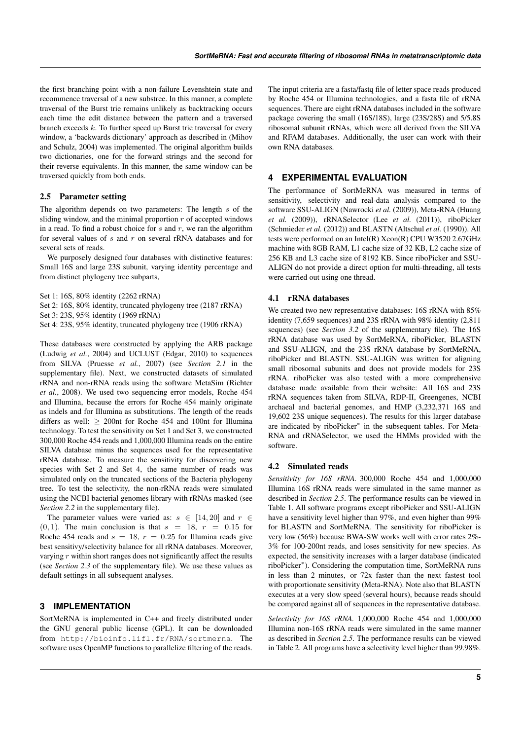the first branching point with a non-failure Levenshtein state and recommence traversal of a new substree. In this manner, a complete traversal of the Burst trie remains unlikely as backtracking occurs each time the edit distance between the pattern and a traversed branch exceeds $k$. To further speed up Burst trie traversal for every window, a 'backwards dictionary' approach as described in (Mihov and Schulz, 2004) was implemented. The original algorithm builds two dictionaries, one for the forward strings and the second for their reverse equivalents. In this manner, the same window can be traversed quickly from both ends.

### 2.5 Parameter setting

The algorithm depends on two parameters: The length $s$ of the sliding window, and the minimal proportion $r$ of accepted windows in a read. To find a robust choice for $s$ and $r$, we ran the algorithm for several values of $s$ and $r$ on several rRNA databases and for several sets of reads.

We purposely designed four databases with distinctive features: Small 16S and large 23S subunit, varying identity percentage and from distinct phylogeny tree subparts,

Set 1: 16S, 80% identity (2262 rRNA)
Set 2: 16S, 80% identity, truncated phylogeny tree (2187 rRNA)
Set 3: 23S, 95% identity (1969 rRNA)
Set 4: 23S, 95% identity, truncated phylogeny tree (1906 rRNA)

These databases were constructed by applying the ARB package (Ludwig *et al.*, 2004) and UCLUST (Edgar, 2010) to sequences from SILVA (Pruesse *et al.*, 2007) (see *Section 2.1* in the supplementary file). Next, we constructed datasets of simulated rRNA and non-rRNA reads using the software MetaSim (Richter *et al.*, 2008). We used two sequencing error models, Roche 454 and Illumina, because the errors for Roche 454 mainly originate as indels and for Illumina as substitutions. The length of the reads differs as well: $\geq$ 200nt for Roche 454 and 100nt for Illumina technology. To test the sensitivity on Set 1 and Set 3, we constructed 300,000 Roche 454 reads and 1,000,000 Illumina reads on the entire SILVA database minus the sequences used for the representative rRNA database. To measure the sensitivity for discovering new species with Set 2 and Set 4, the same number of reads was simulated only on the truncated sections of the Bacteria phylogeny tree. To test the selectivity, the non-rRNA reads were simulated using the NCBI bacterial genomes library with rRNAs masked (see *Section 2.2* in the supplementary file).

The parameter values were varied as: $s \in [14, 20]$ and $r \in (0, 1)$. The main conclusion is that $s = 18$, $r = 0.15$ for Roche 454 reads and $s = 18$, $r = 0.25$ for Illumina reads give best sensitivy/selectivity balance for all rRNA databases. Moreover, varying $r$ within short ranges does not significantly affect the results (see *Section 2.3* of the supplementary file). We use these values as default settings in all subsequent analyses.

## 3 IMPLEMENTATION

SortMeRNA is implemented in C++ and freely distributed under the GNU general public license (GPL). It can be downloaded from `http://bioinfo.lifl.fr/RNA/sortmerna`. The software uses OpenMP functions to parallelize filtering of the reads. The input criteria are a fasta/fastq file of letter space reads produced by Roche 454 or Illumina technologies, and a fasta file of rRNA sequences. There are eight rRNA databases included in the software package covering the small (16S/18S), large (23S/28S) and 5/5.8S ribosomal subunit rRNAs, which were all derived from the SILVA and RFAM databases. Additionally, the user can work with their own RNA databases.

## 4 EXPERIMENTAL EVALUATION

The performance of SortMeRNA was measured in terms of sensitivity, selectivity and real-data analysis compared to the software SSU-ALIGN (Nawrocki *et al.* (2009)), Meta-RNA (Huang *et al.* (2009)), rRNASelector (Lee *et al.* (2011)), riboPicker (Schmieder *et al.* (2012)) and BLASTN (Altschul *et al.* (1990)). All tests were performed on an Intel(R) Xeon(R) CPU W3520 2.67GHz machine with 8GB RAM, L1 cache size of 32 KB, L2 cache size of 256 KB and L3 cache size of 8192 KB. Since riboPicker and SSU-ALIGN do not provide a direct option for multi-threading, all tests were carried out using one thread.

### 4.1 rRNA databases

We created two new representative databases: 16S rRNA with 85% identity (7,659 sequences) and 23S rRNA with 98% identity (2,811 sequences) (see *Section 3.2* of the supplementary file). The 16S rRNA database was used by SortMeRNA, riboPicker, BLASTN and SSU-ALIGN, and the 23S rRNA database by SortMeRNA, riboPicker and BLASTN. SSU-ALIGN was written for aligning small ribosomal subunits and does not provide models for 23S rRNA. riboPicker was also tested with a more comprehensive database made available from their website: All 16S and 23S rRNA sequences taken from SILVA, RDP-II, Greengenes, NCBI archaeal and bacterial genomes, and HMP (3,232,371 16S and 19,602 23S unique sequences). The results for this larger database are indicated by riboPicker* in the subsequent tables. For Meta-RNA and rRNASelector, we used the HMMs provided with the software.

### 4.2 Simulated reads

*Sensitivity for 16S rRNA*. 300,000 Roche 454 and 1,000,000 Illumina 16S rRNA reads were simulated in the same manner as described in *Section 2.5*. The performance results can be viewed in Table 1. All software programs except riboPicker and SSU-ALIGN have a sensitivity level higher than 97%, and even higher than 99% for BLASTN and SortMeRNA. The sensitivity for riboPicker is very low (56%) because BWA-SW works well with error rates 2%-3% for 100-200nt reads, and loses sensitivity for new species. As expected, the sensitivity increases with a larger database (indicated riboPicker*). Considering the computation time, SortMeRNA runs in less than 2 minutes, or 72x faster than the next fastest tool with proportionate sensitivity (Meta-RNA). Note also that BLASTN executes at a very slow speed (several hours), because reads should be compared against all of sequences in the representative database.

*Selectivity for 16S rRNA*. 1,000,000 Roche 454 and 1,000,000 Illumina non-16S rRNA reads were simulated in the same manner as described in *Section 2.5*. The performance results can be viewed in Table 2. All programs have a selectivity level higher than 99.98%.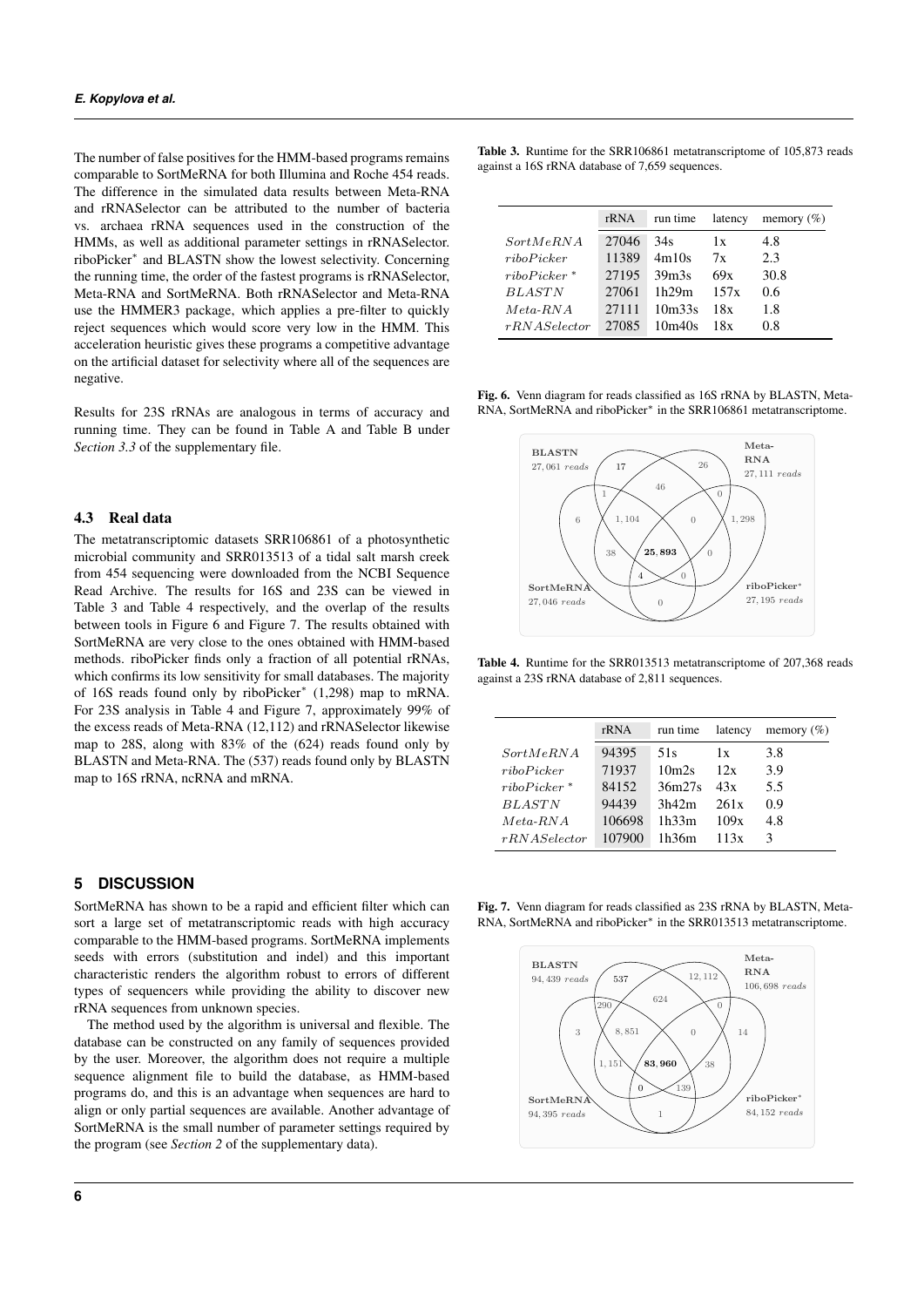The number of false positives for the HMM-based programs remains comparable to SortMeRNA for both Illumina and Roche 454 reads. The difference in the simulated data results between Meta-RNA and rRNASelector can be attributed to the number of bacteria vs. archaea rRNA sequences used in the construction of the HMMs, as well as additional parameter settings in rRNASelector. riboPicker* and BLASTN show the lowest selectivity. Concerning the running time, the order of the fastest programs is rRNASelector, Meta-RNA and SortMeRNA. Both rRNASelector and Meta-RNA use the HMMER3 package, which applies a pre-filter to quickly reject sequences which would score very low in the HMM. This acceleration heuristic gives these programs a competitive advantage on the artificial dataset for selectivity where all of the sequences are negative.

Results for 23S rRNAs are analogous in terms of accuracy and running time. They can be found in Table A and Table B under *Section 3.3* of the supplementary file.

### 4.3 Real data

The metatranscriptomic datasets SRR106861 of a photosynthetic microbial community and SRR013513 of a tidal salt marsh creek from 454 sequencing were downloaded from the NCBI Sequence Read Archive. The results for 16S and 23S can be viewed in Table 3 and Table 4 respectively, and the overlap of the results between tools in Figure 6 and Figure 7. The results obtained with SortMeRNA are very close to the ones obtained with HMM-based methods. riboPicker finds only a fraction of all potential rRNAs, which confirms its low sensitivity for small databases. The majority of 16S reads found only by riboPicker* (1,298) map to mRNA. For 23S analysis in Table 4 and Figure 7, approximately 99% of the excess reads of Meta-RNA (12,112) and rRNASelector likewise map to 28S, along with 83% of the (624) reads found only by BLASTN and Meta-RNA. The (537) reads found only by BLASTN map to 16S rRNA, ncRNA and mRNA.

## 5 DISCUSSION

SortMeRNA has shown to be a rapid and efficient filter which can sort a large set of metatranscriptomic reads with high accuracy comparable to the HMM-based programs. SortMeRNA implements seeds with errors (substitution and indel) and this important characteristic renders the algorithm robust to errors of different types of sequencers while providing the ability to discover new rRNA sequences from unknown species.

The method used by the algorithm is universal and flexible. The database can be constructed on any family of sequences provided by the user. Moreover, the algorithm does not require a multiple sequence alignment file to build the database, as HMM-based programs do, and this is an advantage when sequences are hard to align or only partial sequences are available. Another advantage of SortMeRNA is the small number of parameter settings required by the program (see *Section 2* of the supplementary data).

**Table 3.** Runtime for the SRR106861 metatranscriptome of 105,873 reads against a 16S rRNA database of 7,659 sequences.

| | rRNA | run time | latency | memory (%) |
|---|---|---|---|---|
| *SortMeRNA* | 27046 | 34s | 1x | 4.8 |
| *riboPicker* | 11389 | 4m10s | 7x | 2.3 |
| *riboPicker* * | 27195 | 39m3s | 69x | 30.8 |
| *BLASTN* | 27061 | 1h29m | 157x | 0.6 |
| *Meta-RNA* | 27111 | 10m33s | 18x | 1.8 |
| *rRNASelector* | 27085 | 10m40s | 18x | 0.8 |

**Fig. 6.** Venn diagram for reads classified as 16S rRNA by BLASTN, Meta-RNA, SortMeRNA and riboPicker* in the SRR106861 metatranscriptome.

**Table 4.** Runtime for the SRR013513 metatranscriptome of 207,368 reads against a 23S rRNA database of 2,811 sequences.

| | rRNA | run time | latency | memory (%) |
|---|---|---|---|---|
| *SortMeRNA* | 94395 | 51s | 1x | 3.8 |
| *riboPicker* | 71937 | 10m2s | 12x | 3.9 |
| *riboPicker* * | 84152 | 36m27s | 43x | 5.5 |
| *BLASTN* | 94439 | 3h42m | 261x | 0.9 |
| *Meta-RNA* | 106698 | 1h33m | 109x | 4.8 |
| *rRNASelector* | 107900 | 1h36m | 113x | 3 |

**Fig. 7.** Venn diagram for reads classified as 23S rRNA by BLASTN, Meta-RNA, SortMeRNA and riboPicker* in the SRR013513 metatranscriptome.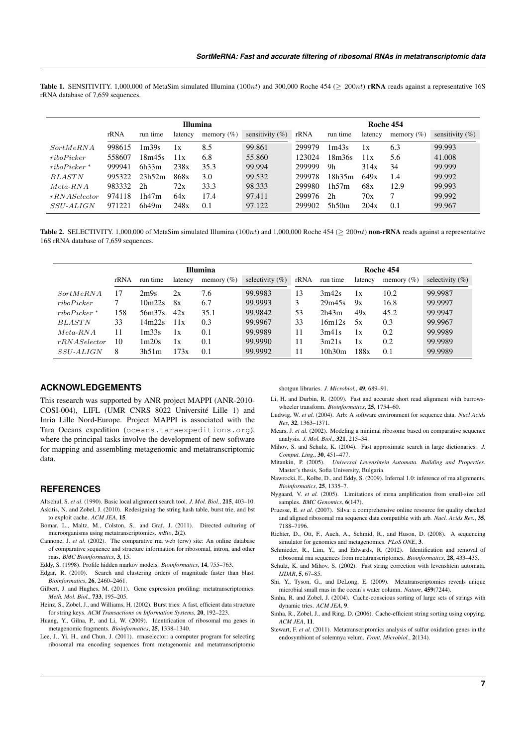**Table 1.** SENSITIVITY. 1,000,000 of MetaSim simulated Illumina ($100nt$) and 300,000 Roche 454 ($\geq 200nt$) **rRNA** reads against a representative 16S rRNA database of 7,659 sequences.

| | Illumina | | | | | Roche 454 | | | | |
|---|---|---|---|---|---|---|---|---|---|---|
| | rRNA | run time | latency | memory (%) | sensitivity (%) | rRNA | run time | latency | memory (%) | sensitivity (%) |
| *SortMeRNA* | 998615 | 1m39s | 1x | 8.5 | 99.861 | 299979 | 1m43s | 1x | 6.3 | 99.993 |
| *riboPicker* | 558607 | 18m45s | 11x | 6.8 | 55.860 | 123024 | 18m36s | 11x | 5.6 | 41.008 |
| *riboPicker* * | 999941 | 6h33m | 238x | 35.3 | 99.994 | 299999 | 9h | 314x | 34 | 99.999 |
| *BLASTN* | 995322 | 23h52m | 868x | 3.0 | 99.532 | 299978 | 18h35m | 649x | 1.4 | 99.992 |
| *Meta-RNA* | 983332 | 2h | 72x | 33.3 | 98.333 | 299980 | 1h57m | 68x | 12.9 | 99.993 |
| *rRNASelector* | 974118 | 1h47m | 64x | 17.4 | 97.411 | 299976 | 2h | 70x | 7 | 99.992 |
| *SSU-ALIGN* | 971221 | 6h49m | 248x | 0.1 | 97.122 | 299902 | 5h50m | 204x | 0.1 | 99.967 |

**Table 2.** SELECTIVITY. 1,000,000 of MetaSim simulated Illumina ($100nt$) and 1,000,000 Roche 454 ($\geq 200nt$) **non-rRNA** reads against a representative 16S rRNA database of 7,659 sequences.

| | Illumina | | | | | Roche 454 | | | | |
|---|---|---|---|---|---|---|---|---|---|---|
| | rRNA | run time | latency | memory (%) | selectivity (%) | rRNA | run time | latency | memory (%) | selectivity (%) |
| *SortMeRNA* | 17 | 2m9s | 2x | 7.6 | 99.9983 | 13 | 3m42s | 1x | 10.2 | 99.9987 |
| *riboPicker* | 7 | 10m22s | 8x | 6.7 | 99.9993 | 3 | 29m45s | 9x | 16.8 | 99.9997 |
| *riboPicker* * | 158 | 56m37s | 42x | 35.1 | 99.9842 | 53 | 2h43m | 49x | 45.2 | 99.9947 |
| *BLASTN* | 33 | 14m22s | 11x | 0.3 | 99.9967 | 33 | 16m12s | 5x | 0.3 | 99.9967 |
| *Meta-RNA* | 11 | 1m33s | 1x | 0.1 | 99.9989 | 11 | 3m41s | 1x | 0.2 | 99.9989 |
| *rRNASelector* | 10 | 1m20s | 1x | 0.1 | 99.9990 | 11 | 3m21s | 1x | 0.2 | 99.9989 |
| *SSU-ALIGN* | 8 | 3h51m | 173x | 0.1 | 99.9992 | 11 | 10h30m | 188x | 0.1 | 99.9989 |

## ACKNOWLEDGEMENTS

This research was supported by ANR project MAPPI (ANR-2010-COSI-004), LIFL (UMR CNRS 8022 Université Lille 1) and Inria Lille Nord-Europe. Project MAPPI is associated with the Tara Oceans expedition (oceans.taraexpeditions.org), where the principal tasks involve the development of new software for mapping and assembling metagenomic and metatranscriptomic data.

## REFERENCES

Altschul, S. *et al.* (1990). Basic local alignment search tool. *J. Mol. Biol.*, **215**, 403–10.

Askitis, N. and Zobel, J. (2010). Redesigning the string hash table, burst trie, and bst to exploit cache. *ACM JEA*, **15**.

Bomar, L., Maltz, M., Colston, S., and Graf, J. (2011). Directed culturing of microorganisms using metatranscriptomics. *mBio*, **2**(2).

Cannone, J. *et al.* (2002). The comparative rna web (crw) site: An online database of comparative sequence and structure information for ribosomal, intron, and other rnas. *BMC Bioinformatics*, **3**, 15.

Eddy, S. (1998). Profile hidden markov models. *Bioinformatics*, **14**, 755–763.

Edgar, R. (2010). Search and clustering orders of magnitude faster than blast. *Bioinformatics*, **26**, 2460–2461.

Gilbert, J. and Hughes, M. (2011). Gene expression profiling: metatranscriptomics. *Meth. Mol. Biol.*, **733**, 195–205.

Heinz, S., Zobel, J., and Williams, H. (2002). Burst tries: A fast, efficient data structure for string keys. *ACM Transactions on Information Systems*, **20**, 192–223.

Huang, Y., Gilna, P., and Li, W. (2009). Identification of ribosomal rna genes in metagenomic fragments. *Bioinformatics*, **25**, 1338–1340.

Lee, J., Yi, H., and Chun, J. (2011). rrnaselector: a computer program for selecting ribosomal rna encoding sequences from metagenomic and metatranscriptomic shotgun libraries. *J. Microbiol.*, **49**, 689–91.

Li, H. and Durbin, R. (2009). Fast and accurate short read alignment with burrows-wheeler transform. *Bioinformatics*, **25**, 1754–60.

Ludwig, W. *et al.* (2004). Arb: A software environment for sequence data. *Nucl Acids Res*, **32**, 1363–1371.

Mears, J. *et al.* (2002). Modeling a minimal ribosome based on comparative sequence analysis. *J. Mol. Biol.*, **321**, 215–34.

Mihov, S. and Schulz, K. (2004). Fast approximate search in large dictionaries. *J. Comput. Ling.*, **30**, 451–477.

Mitankin, P. (2005). *Universal Levenshtein Automata. Building and Properties*. Master's thesis, Sofia University, Bulgaria.

Nawrocki, E., Kolbe, D., and Eddy, S. (2009). Infernal 1.0: inference of rna alignments. *Bioinformatics*, **25**, 1335–7.

Nygaard, V. *et al.* (2005). Limitations of mrna amplification from small-size cell samples. *BMC Genomics*, **6**(147).

Pruesse, E. *et al.* (2007). Silva: a comprehensive online resource for quality checked and aligned ribosomal rna sequence data compatible with arb. *Nucl. Acids Res.*, **35**, 7188–7196.

Richter, D., Ott, F., Auch, A., Schmid, R., and Huson, D. (2008). A sequencing simulator for genomics and metagenomics. *PLoS ONE*, **3**.

Schmieder, R., Lim, Y., and Edwards, R. (2012). Identification and removal of ribosomal rna sequences from metatranscriptomes. *Bioinformatics*, **28**, 433–435.

Schulz, K. and Mihov, S. (2002). Fast string correction with levenshtein automata. *IJDAR*, **5**, 67–85.

Shi, Y., Tyson, G., and DeLong, E. (2009). Metatranscriptomics reveals unique microbial small rnas in the ocean's water column. *Nature*, **459**(7244).

Sinha, R. and Zobel, J. (2004). Cache-conscious sorting of large sets of strings with dynamic tries. *ACM JEA*, **9**.

Sinha, R., Zobel, J., and Ring, D. (2006). Cache-efficient string sorting using copying. *ACM JEA*, **11**.

Stewart, F. *et al.* (2011). Metatranscriptomics analysis of sulfur oxidation genes in the endosymbiont of solemnya velum. *Front. Microbiol.*, **2**(134).